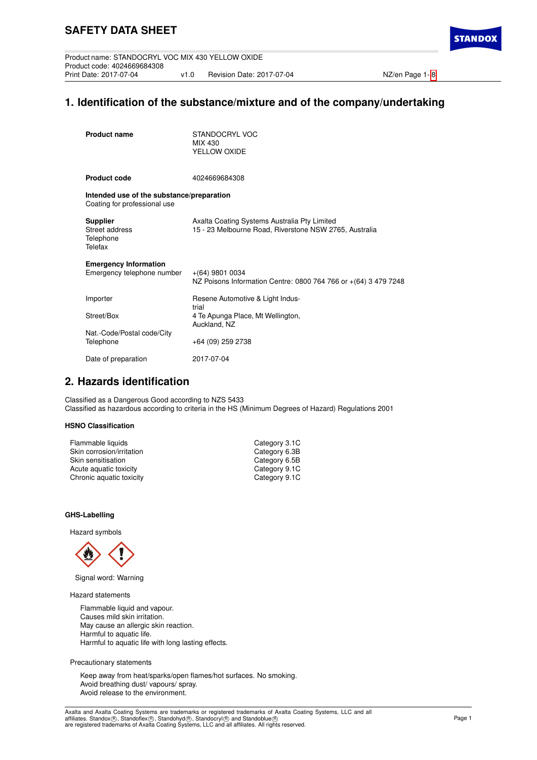# SAFETY DATA SHEET

Product name: STANDOCRYL VOC MIX 430 YELLOW OXIDE
Product code: 4024669684308
Print Date: 2017-07-04 v1.0 Revision Date: 2017-07-04

## 1. Identification of the substance/mixture and of the company/undertaking

**Product name** STANDOCRYL VOC MIX 430 YELLOW OXIDE

**Product code** 4024669684308

**Intended use of the substance/preparation**
Coating for professional use

**Supplier** Axalta Coating Systems Australia Pty Limited
Street address 15 - 23 Melbourne Road, Riverstone NSW 2765, Australia
Telephone
Telefax

**Emergency Information**
Emergency telephone number +(64) 9801 0034
NZ Poisons Information Centre: 0800 764 766 or +(64) 3 479 7248

Importer Resene Automotive & Light Industrial
Street/Box 4 Te Apunga Place, Mt Wellington, Auckland, NZ
Nat.-Code/Postal code/City
Telephone +64 (09) 259 2738

Date of preparation 2017-07-04

## 2. Hazards identification

Classified as a Dangerous Good according to NZS 5433
Classified as hazardous according to criteria in the HS (Minimum Degrees of Hazard) Regulations 2001

### HSNO Classification

| | |
|---|---|
| Flammable liquids | Category 3.1C |
| Skin corrosion/irritation | Category 6.3B |
| Skin sensitisation | Category 6.5B |
| Acute aquatic toxicity | Category 9.1C |
| Chronic aquatic toxicity | Category 9.1C |

### GHS-Labelling

Hazard symbols

Signal word: Warning

Hazard statements

Flammable liquid and vapour.
Causes mild skin irritation.
May cause an allergic skin reaction.
Harmful to aquatic life.
Harmful to aquatic life with long lasting effects.

Precautionary statements

Keep away from heat/sparks/open flames/hot surfaces. No smoking.
Avoid breathing dust/ vapours/ spray.
Avoid release to the environment.

Axalta and Axalta Coating Systems are trademarks or registered trademarks of Axalta Coating Systems, LLC and all affiliates. Standox®, Standoflex®, Standohyd®, Standocryl® and Standoblue® are registered trademarks of Axalta Coating Systems, LLC and all affiliates. All rights reserved.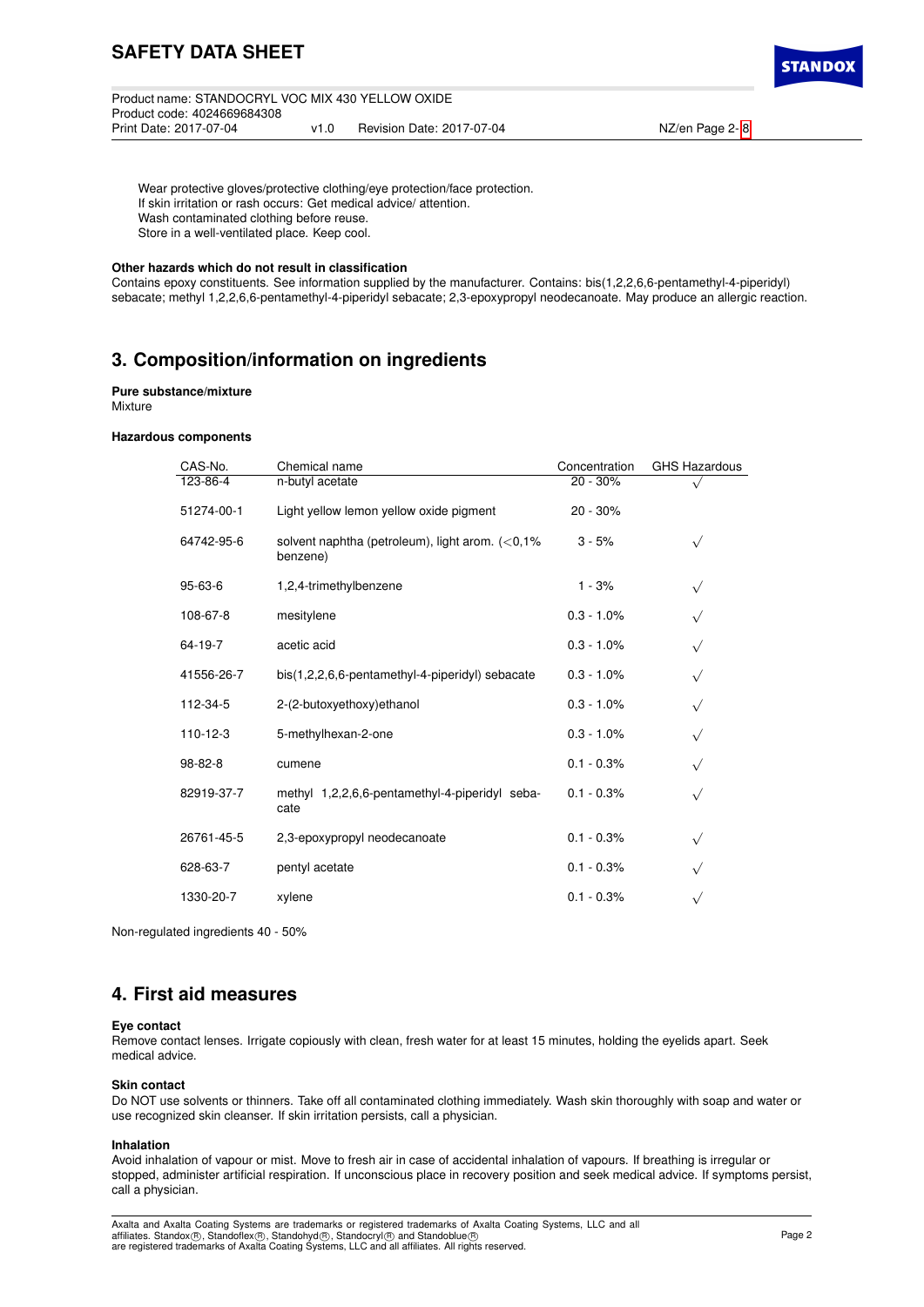Wear protective gloves/protective clothing/eye protection/face protection.
If skin irritation or rash occurs: Get medical advice/ attention.
Wash contaminated clothing before reuse.
Store in a well-ventilated place. Keep cool.

**Other hazards which do not result in classification**

Contains epoxy constituents. See information supplied by the manufacturer. Contains: bis(1,2,2,6,6-pentamethyl-4-piperidyl) sebacate; methyl 1,2,2,6,6-pentamethyl-4-piperidyl sebacate; 2,3-epoxypropyl neodecanoate. May produce an allergic reaction.

## 3. Composition/information on ingredients

**Pure substance/mixture**

Mixture

**Hazardous components**

| CAS-No. | Chemical name | Concentration | GHS Hazardous |
|---|---|---|---|
| 123-86-4 | n-butyl acetate | 20 - 30% | √ |
| 51274-00-1 | Light yellow lemon yellow oxide pigment | 20 - 30% | |
| 64742-95-6 | solvent naphtha (petroleum), light arom. (<0,1% benzene) | 3 - 5% | √ |
| 95-63-6 | 1,2,4-trimethylbenzene | 1 - 3% | √ |
| 108-67-8 | mesitylene | 0.3 - 1.0% | √ |
| 64-19-7 | acetic acid | 0.3 - 1.0% | √ |
| 41556-26-7 | bis(1,2,2,6,6-pentamethyl-4-piperidyl) sebacate | 0.3 - 1.0% | √ |
| 112-34-5 | 2-(2-butoxyethoxy)ethanol | 0.3 - 1.0% | √ |
| 110-12-3 | 5-methylhexan-2-one | 0.3 - 1.0% | √ |
| 98-82-8 | cumene | 0.1 - 0.3% | √ |
| 82919-37-7 | methyl 1,2,2,6,6-pentamethyl-4-piperidyl sebacate | 0.1 - 0.3% | √ |
| 26761-45-5 | 2,3-epoxypropyl neodecanoate | 0.1 - 0.3% | √ |
| 628-63-7 | pentyl acetate | 0.1 - 0.3% | √ |
| 1330-20-7 | xylene | 0.1 - 0.3% | √ |

Non-regulated ingredients 40 - 50%

## 4. First aid measures

**Eye contact**

Remove contact lenses. Irrigate copiously with clean, fresh water for at least 15 minutes, holding the eyelids apart. Seek medical advice.

**Skin contact**

Do NOT use solvents or thinners. Take off all contaminated clothing immediately. Wash skin thoroughly with soap and water or use recognized skin cleanser. If skin irritation persists, call a physician.

**Inhalation**

Avoid inhalation of vapour or mist. Move to fresh air in case of accidental inhalation of vapours. If breathing is irregular or stopped, administer artificial respiration. If unconscious place in recovery position and seek medical advice. If symptoms persist, call a physician.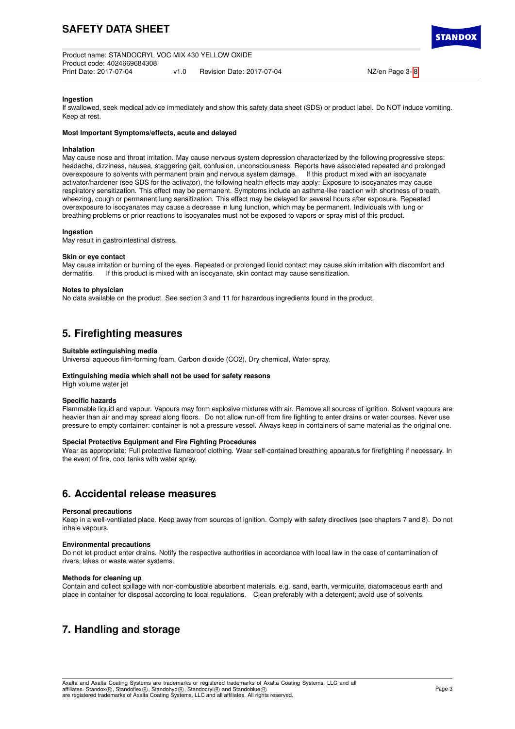**Ingestion**

If swallowed, seek medical advice immediately and show this safety data sheet (SDS) or product label. Do NOT induce vomiting. Keep at rest.

**Most Important Symptoms/effects, acute and delayed**

**Inhalation**

May cause nose and throat irritation. May cause nervous system depression characterized by the following progressive steps: headache, dizziness, nausea, staggering gait, confusion, unconsciousness. Reports have associated repeated and prolonged overexposure to solvents with permanent brain and nervous system damage. If this product mixed with an isocyanate activator/hardener (see SDS for the activator), the following health effects may apply: Exposure to isocyanates may cause respiratory sensitization. This effect may be permanent. Symptoms include an asthma-like reaction with shortness of breath, wheezing, cough or permanent lung sensitization. This effect may be delayed for several hours after exposure. Repeated overexposure to isocyanates may cause a decrease in lung function, which may be permanent. Individuals with lung or breathing problems or prior reactions to isocyanates must not be exposed to vapors or spray mist of this product.

**Ingestion**

May result in gastrointestinal distress.

**Skin or eye contact**

May cause irritation or burning of the eyes. Repeated or prolonged liquid contact may cause skin irritation with discomfort and dermatitis. If this product is mixed with an isocyanate, skin contact may cause sensitization.

**Notes to physician**

No data available on the product. See section 3 and 11 for hazardous ingredients found in the product.

## 5. Firefighting measures

**Suitable extinguishing media**

Universal aqueous film-forming foam, Carbon dioxide ($CO_2$), Dry chemical, Water spray.

**Extinguishing media which shall not be used for safety reasons**

High volume water jet

**Specific hazards**

Flammable liquid and vapour. Vapours may form explosive mixtures with air. Remove all sources of ignition. Solvent vapours are heavier than air and may spread along floors. Do not allow run-off from fire fighting to enter drains or water courses. Never use pressure to empty container: container is not a pressure vessel. Always keep in containers of same material as the original one.

**Special Protective Equipment and Fire Fighting Procedures**

Wear as appropriate: Full protective flameproof clothing. Wear self-contained breathing apparatus for firefighting if necessary. In the event of fire, cool tanks with water spray.

## 6. Accidental release measures

**Personal precautions**

Keep in a well-ventilated place. Keep away from sources of ignition. Comply with safety directives (see chapters 7 and 8). Do not inhale vapours.

**Environmental precautions**

Do not let product enter drains. Notify the respective authorities in accordance with local law in the case of contamination of rivers, lakes or waste water systems.

**Methods for cleaning up**

Contain and collect spillage with non-combustible absorbent materials, e.g. sand, earth, vermiculite, diatomaceous earth and place in container for disposal according to local regulations. Clean preferably with a detergent; avoid use of solvents.

## 7. Handling and storage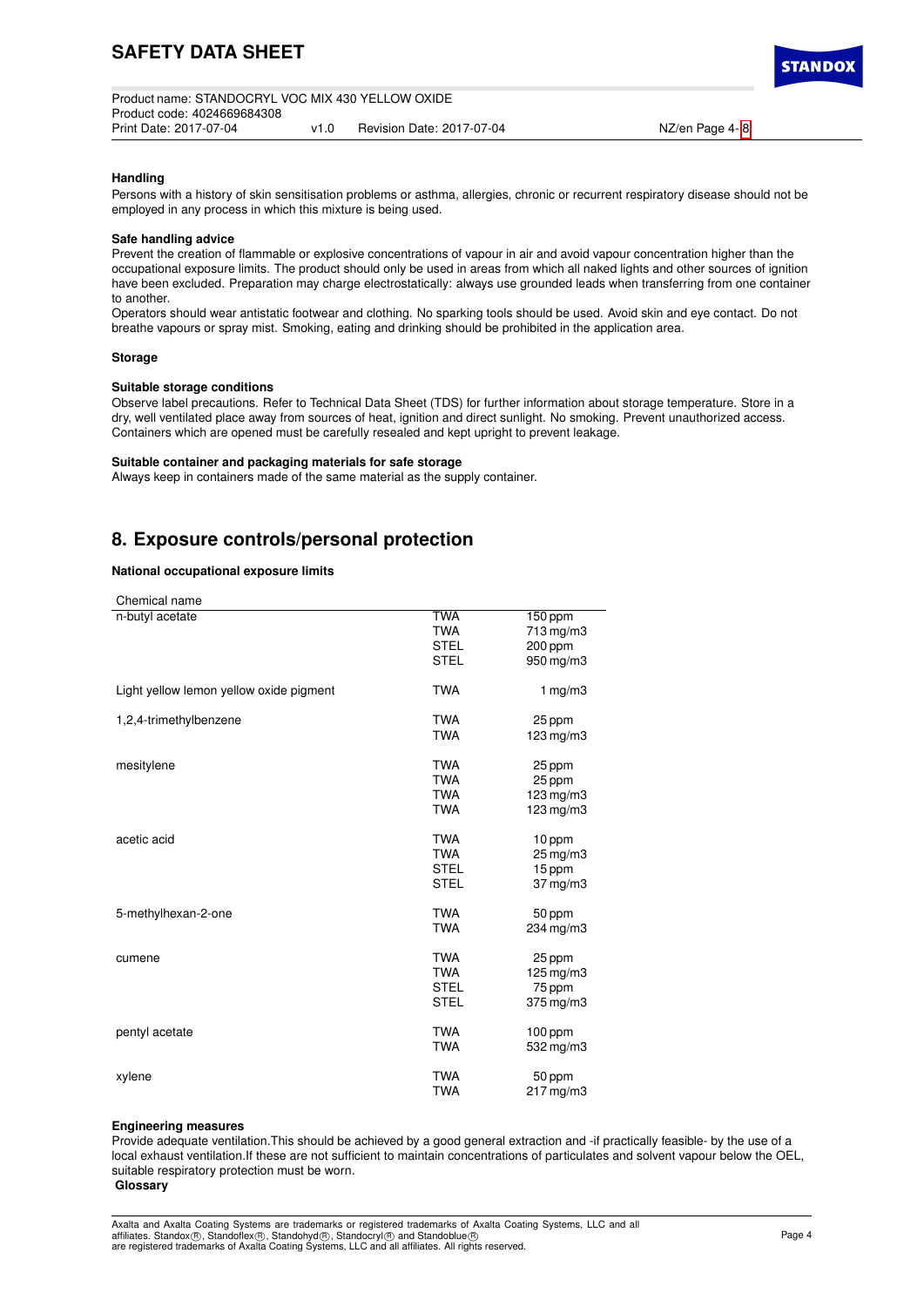### Handling

Persons with a history of skin sensitisation problems or asthma, allergies, chronic or recurrent respiratory disease should not be employed in any process in which this mixture is being used.

#### Safe handling advice

Prevent the creation of flammable or explosive concentrations of vapour in air and avoid vapour concentration higher than the occupational exposure limits. The product should only be used in areas from which all naked lights and other sources of ignition have been excluded. Preparation may charge electrostatically: always use grounded leads when transferring from one container to another.

Operators should wear antistatic footwear and clothing. No sparking tools should be used. Avoid skin and eye contact. Do not breathe vapours or spray mist. Smoking, eating and drinking should be prohibited in the application area.

### Storage

#### Suitable storage conditions

Observe label precautions. Refer to Technical Data Sheet (TDS) for further information about storage temperature. Store in a dry, well ventilated place away from sources of heat, ignition and direct sunlight. No smoking. Prevent unauthorized access. Containers which are opened must be carefully resealed and kept upright to prevent leakage.

#### Suitable container and packaging materials for safe storage

Always keep in containers made of the same material as the supply container.

## 8. Exposure controls/personal protection

### National occupational exposure limits

| Chemical name | | |
|---|---|---|
| n-butyl acetate | TWA | 150 ppm |
| | TWA | 713 mg/m3 |
| | STEL | 200 ppm |
| | STEL | 950 mg/m3 |
| Light yellow lemon yellow oxide pigment | TWA | 1 mg/m3 |
| 1,2,4-trimethylbenzene | TWA | 25 ppm |
| | TWA | 123 mg/m3 |
| mesitylene | TWA | 25 ppm |
| | TWA | 25 ppm |
| | TWA | 123 mg/m3 |
| | TWA | 123 mg/m3 |
| acetic acid | TWA | 10 ppm |
| | TWA | 25 mg/m3 |
| | STEL | 15 ppm |
| | STEL | 37 mg/m3 |
| 5-methylhexan-2-one | TWA | 50 ppm |
| | TWA | 234 mg/m3 |
| cumene | TWA | 25 ppm |
| | TWA | 125 mg/m3 |
| | STEL | 75 ppm |
| | STEL | 375 mg/m3 |
| pentyl acetate | TWA | 100 ppm |
| | TWA | 532 mg/m3 |
| xylene | TWA | 50 ppm |
| | TWA | 217 mg/m3 |

#### Engineering measures

Provide adequate ventilation.This should be achieved by a good general extraction and -if practically feasible- by the use of a local exhaust ventilation.If these are not sufficient to maintain concentrations of particulates and solvent vapour below the OEL, suitable respiratory protection must be worn.

**Glossary**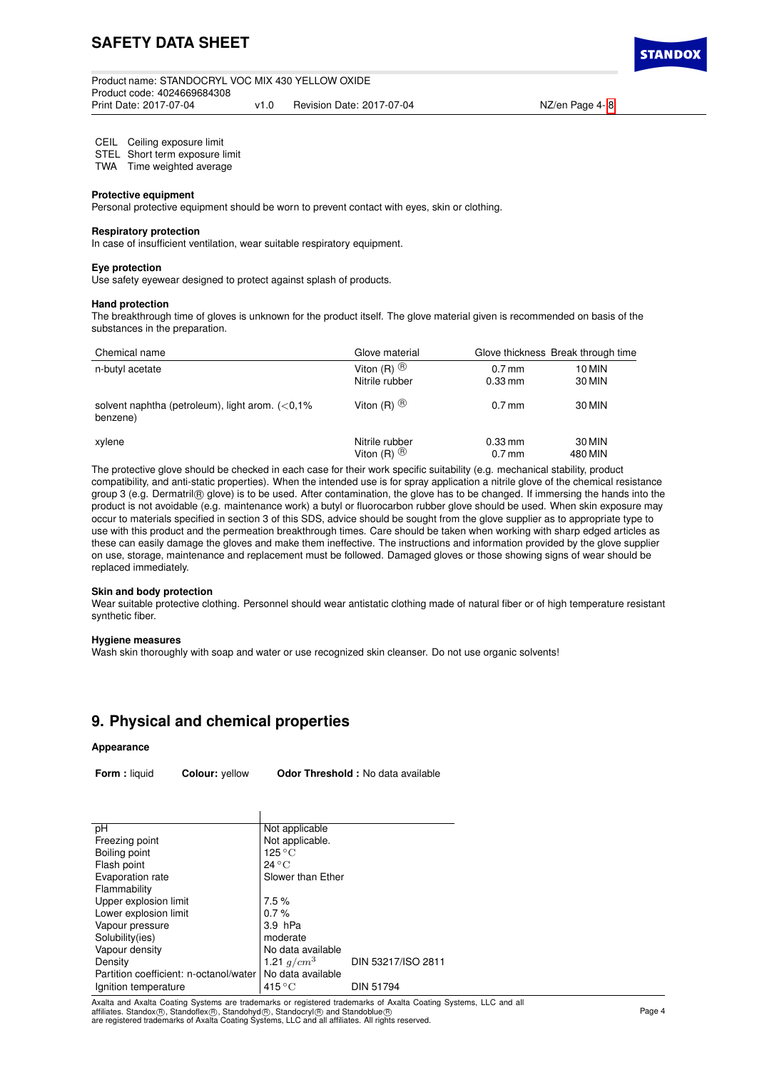CEIL Ceiling exposure limit
STEL Short term exposure limit
TWA Time weighted average

**Protective equipment**
Personal protective equipment should be worn to prevent contact with eyes, skin or clothing.

**Respiratory protection**
In case of insufficient ventilation, wear suitable respiratory equipment.

**Eye protection**
Use safety eyewear designed to protect against splash of products.

**Hand protection**
The breakthrough time of gloves is unknown for the product itself. The glove material given is recommended on basis of the substances in the preparation.

| Chemical name | Glove material | Glove thickness | Break through time |
|---|---|---|---|
| n-butyl acetate | Viton (R) ® | 0.7 mm | 10 MIN |
| | Nitrile rubber | 0.33 mm | 30 MIN |
| solvent naphtha (petroleum), light arom. (<0,1% benzene) | Viton (R) ® | 0.7 mm | 30 MIN |
| xylene | Nitrile rubber | 0.33 mm | 30 MIN |
| | Viton (R) ® | 0.7 mm | 480 MIN |

The protective glove should be checked in each case for their work specific suitability (e.g. mechanical stability, product compatibility, and anti-static properties). When the intended use is for spray application a nitrile glove of the chemical resistance group 3 (e.g. Dermatril® glove) is to be used. After contamination, the glove has to be changed. If immersing the hands into the product is not avoidable (e.g. maintenance work) a butyl or fluorocarbon rubber glove should be used. When skin exposure may occur to materials specified in section 3 of this SDS, advice should be sought from the glove supplier as to appropriate type to use with this product and the permeation breakthrough times. Care should be taken when working with sharp edged articles as these can easily damage the gloves and make them ineffective. The instructions and information provided by the glove supplier on use, storage, maintenance and replacement must be followed. Damaged gloves or those showing signs of wear should be replaced immediately.

**Skin and body protection**
Wear suitable protective clothing. Personnel should wear antistatic clothing made of natural fiber or of high temperature resistant synthetic fiber.

**Hygiene measures**
Wash skin thoroughly with soap and water or use recognized skin cleanser. Do not use organic solvents!

## 9. Physical and chemical properties

**Appearance**

**Form :** liquid **Colour:** yellow **Odor Threshold :** No data available

| Property | Value | Method |
|---|---|---|
| pH | Not applicable | |
| Freezing point | Not applicable. | |
| Boiling point | 125 °C | |
| Flash point | 24 °C | |
| Evaporation rate | Slower than Ether | |
| Flammability | | |
| Upper explosion limit | 7.5 % | |
| Lower explosion limit | 0.7 % | |
| Vapour pressure | 3.9 hPa | |
| Solubility(ies) | moderate | |
| Vapour density | No data available | |
| Density | 1.21 $g/cm^3$ | DIN 53217/ISO 2811 |
| Partition coefficient: n-octanol/water | No data available | |
| Ignition temperature | 415 °C | DIN 51794 |

Axalta and Axalta Coating Systems are trademarks or registered trademarks of Axalta Coating Systems, LLC and all affiliates. Standox®, Standoflex®, Standohyd®, Standocryl® and Standoblue® are registered trademarks of Axalta Coating Systems, LLC and all affiliates. All rights reserved.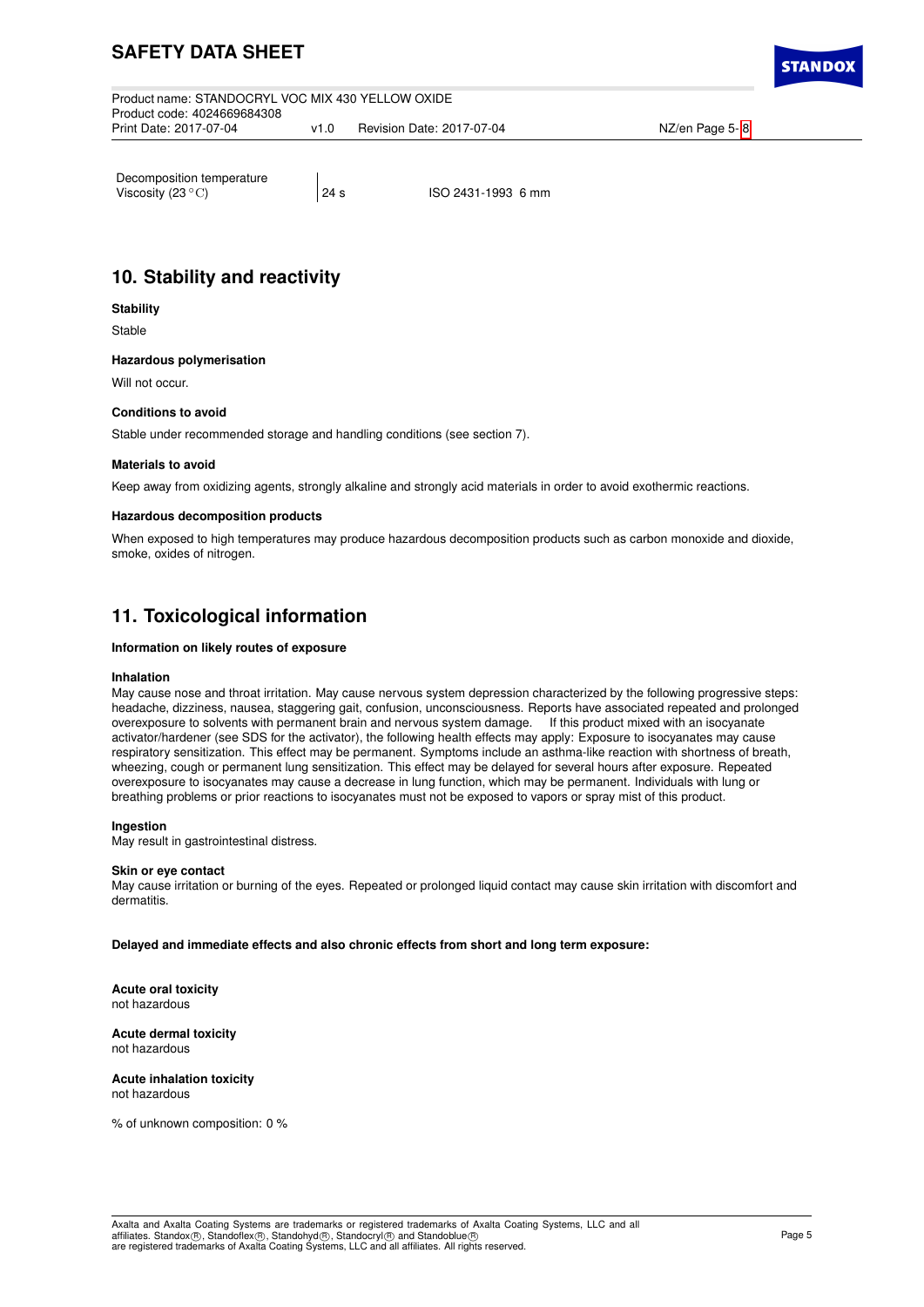| | | |
|---|---|---|
| Decomposition temperature | | |
| Viscosity (23 °C) | 24 s | ISO 2431-1993 6 mm |

## 10. Stability and reactivity

**Stability**

Stable

**Hazardous polymerisation**

Will not occur.

**Conditions to avoid**

Stable under recommended storage and handling conditions (see section 7).

**Materials to avoid**

Keep away from oxidizing agents, strongly alkaline and strongly acid materials in order to avoid exothermic reactions.

**Hazardous decomposition products**

When exposed to high temperatures may produce hazardous decomposition products such as carbon monoxide and dioxide, smoke, oxides of nitrogen.

## 11. Toxicological information

**Information on likely routes of exposure**

**Inhalation**

May cause nose and throat irritation. May cause nervous system depression characterized by the following progressive steps: headache, dizziness, nausea, staggering gait, confusion, unconsciousness. Reports have associated repeated and prolonged overexposure to solvents with permanent brain and nervous system damage. If this product mixed with an isocyanate activator/hardener (see SDS for the activator), the following health effects may apply: Exposure to isocyanates may cause respiratory sensitization. This effect may be permanent. Symptoms include an asthma-like reaction with shortness of breath, wheezing, cough or permanent lung sensitization. This effect may be delayed for several hours after exposure. Repeated overexposure to isocyanates may cause a decrease in lung function, which may be permanent. Individuals with lung or breathing problems or prior reactions to isocyanates must not be exposed to vapors or spray mist of this product.

**Ingestion**

May result in gastrointestinal distress.

**Skin or eye contact**

May cause irritation or burning of the eyes. Repeated or prolonged liquid contact may cause skin irritation with discomfort and dermatitis.

**Delayed and immediate effects and also chronic effects from short and long term exposure:**

**Acute oral toxicity**

not hazardous

**Acute dermal toxicity**

not hazardous

**Acute inhalation toxicity**

not hazardous

% of unknown composition: 0 %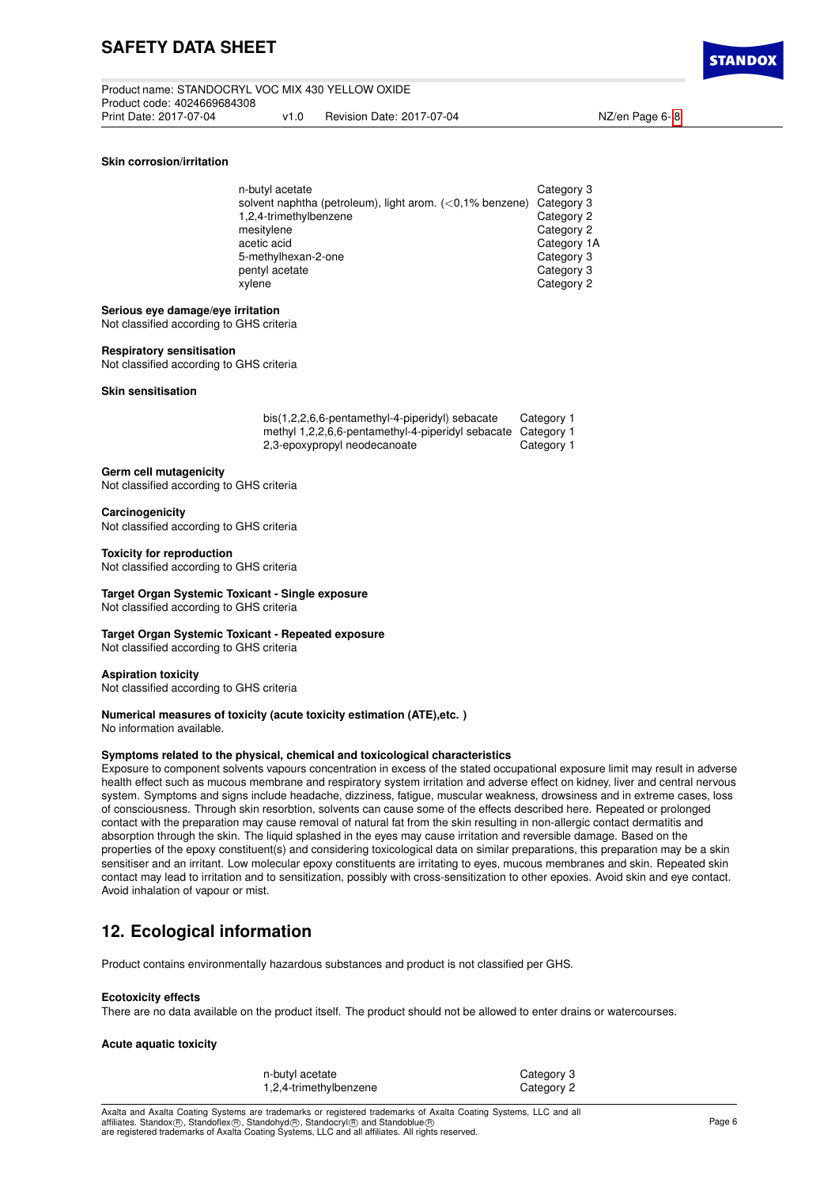**Skin corrosion/irritation**

| | |
|---|---|
| n-butyl acetate | Category 3 |
| solvent naphtha (petroleum), light arom. (<0,1% benzene) | Category 3 |
| 1,2,4-trimethylbenzene | Category 2 |
| mesitylene | Category 2 |
| acetic acid | Category 1A |
| 5-methylhexan-2-one | Category 3 |
| pentyl acetate | Category 3 |
| xylene | Category 2 |

**Serious eye damage/eye irritation**
Not classified according to GHS criteria

**Respiratory sensitisation**
Not classified according to GHS criteria

**Skin sensitisation**

| | |
|---|---|
| bis(1,2,2,6,6-pentamethyl-4-piperidyl) sebacate | Category 1 |
| methyl 1,2,2,6,6-pentamethyl-4-piperidyl sebacate | Category 1 |
| 2,3-epoxypropyl neodecanoate | Category 1 |

**Germ cell mutagenicity**
Not classified according to GHS criteria

**Carcinogenicity**
Not classified according to GHS criteria

**Toxicity for reproduction**
Not classified according to GHS criteria

**Target Organ Systemic Toxicant - Single exposure**
Not classified according to GHS criteria

**Target Organ Systemic Toxicant - Repeated exposure**
Not classified according to GHS criteria

**Aspiration toxicity**
Not classified according to GHS criteria

**Numerical measures of toxicity (acute toxicity estimation (ATE),etc. )**
No information available.

**Symptoms related to the physical, chemical and toxicological characteristics**
Exposure to component solvents vapours concentration in excess of the stated occupational exposure limit may result in adverse health effect such as mucous membrane and respiratory system irritation and adverse effect on kidney, liver and central nervous system. Symptoms and signs include headache, dizziness, fatigue, muscular weakness, drowsiness and in extreme cases, loss of consciousness. Through skin resorbtion, solvents can cause some of the effects described here. Repeated or prolonged contact with the preparation may cause removal of natural fat from the skin resulting in non-allergic contact dermatitis and absorption through the skin. The liquid splashed in the eyes may cause irritation and reversible damage. Based on the properties of the epoxy constituent(s) and considering toxicological data on similar preparations, this preparation may be a skin sensitiser and an irritant. Low molecular epoxy constituents are irritating to eyes, mucous membranes and skin. Repeated skin contact may lead to irritation and to sensitization, possibly with cross-sensitization to other epoxies. Avoid skin and eye contact. Avoid inhalation of vapour or mist.

## 12. Ecological information

Product contains environmentally hazardous substances and product is not classified per GHS.

**Ecotoxicity effects**
There are no data available on the product itself. The product should not be allowed to enter drains or watercourses.

**Acute aquatic toxicity**

| | |
|---|---|
| n-butyl acetate | Category 3 |
| 1,2,4-trimethylbenzene | Category 2 |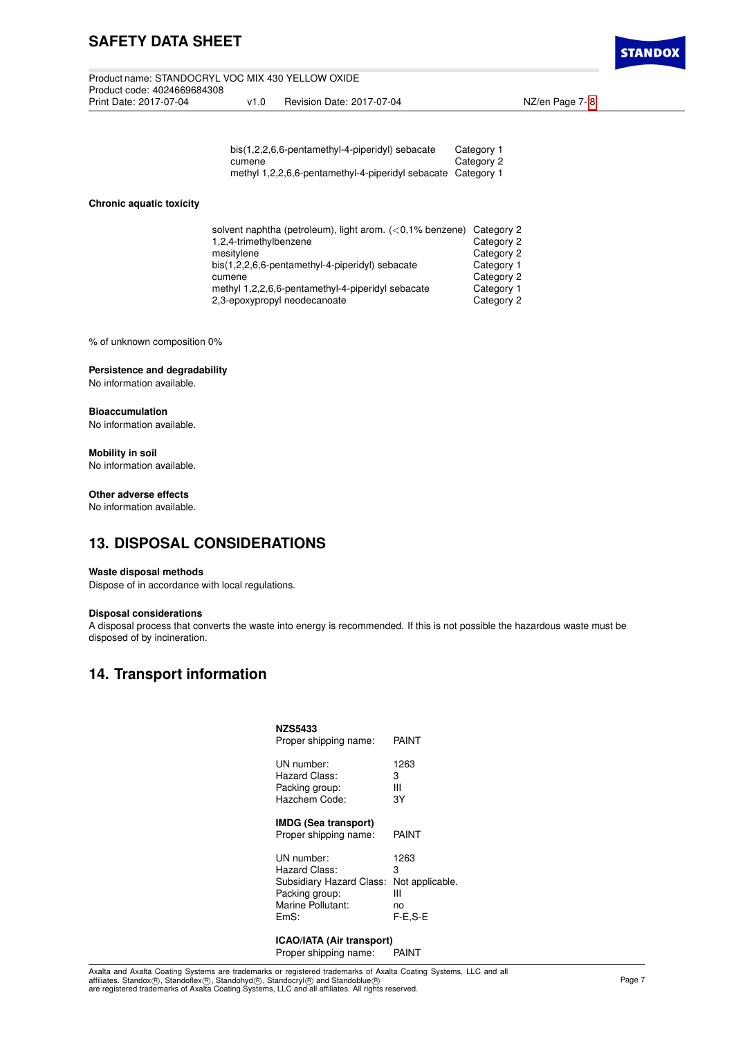| | |
|---|---|
| bis(1,2,2,6,6-pentamethyl-4-piperidyl) sebacate | Category 1 |
| cumene | Category 2 |
| methyl 1,2,2,6,6-pentamethyl-4-piperidyl sebacate | Category 1 |

**Chronic aquatic toxicity**

| | |
|---|---|
| solvent naphtha (petroleum), light arom. (<0,1% benzene) | Category 2 |
| 1,2,4-trimethylbenzene | Category 2 |
| mesitylene | Category 2 |
| bis(1,2,2,6,6-pentamethyl-4-piperidyl) sebacate | Category 1 |
| cumene | Category 2 |
| methyl 1,2,2,6,6-pentamethyl-4-piperidyl sebacate | Category 1 |
| 2,3-epoxypropyl neodecanoate | Category 2 |

% of unknown composition 0%

**Persistence and degradability**
No information available.

**Bioaccumulation**
No information available.

**Mobility in soil**
No information available.

**Other adverse effects**
No information available.

## 13. DISPOSAL CONSIDERATIONS

**Waste disposal methods**
Dispose of in accordance with local regulations.

**Disposal considerations**
A disposal process that converts the waste into energy is recommended. If this is not possible the hazardous waste must be disposed of by incineration.

## 14. Transport information

**NZS5433**

| | |
|---|---|
| Proper shipping name: | PAINT |
| UN number: | 1263 |
| Hazard Class: | 3 |
| Packing group: | III |
| Hazchem Code: | 3Y |

**IMDG (Sea transport)**

| | |
|---|---|
| Proper shipping name: | PAINT |
| UN number: | 1263 |
| Hazard Class: | 3 |
| Subsidiary Hazard Class: | Not applicable. |
| Packing group: | III |
| Marine Pollutant: | no |
| EmS: | F-E,S-E |

**ICAO/IATA (Air transport)**

| | |
|---|---|
| Proper shipping name: | PAINT |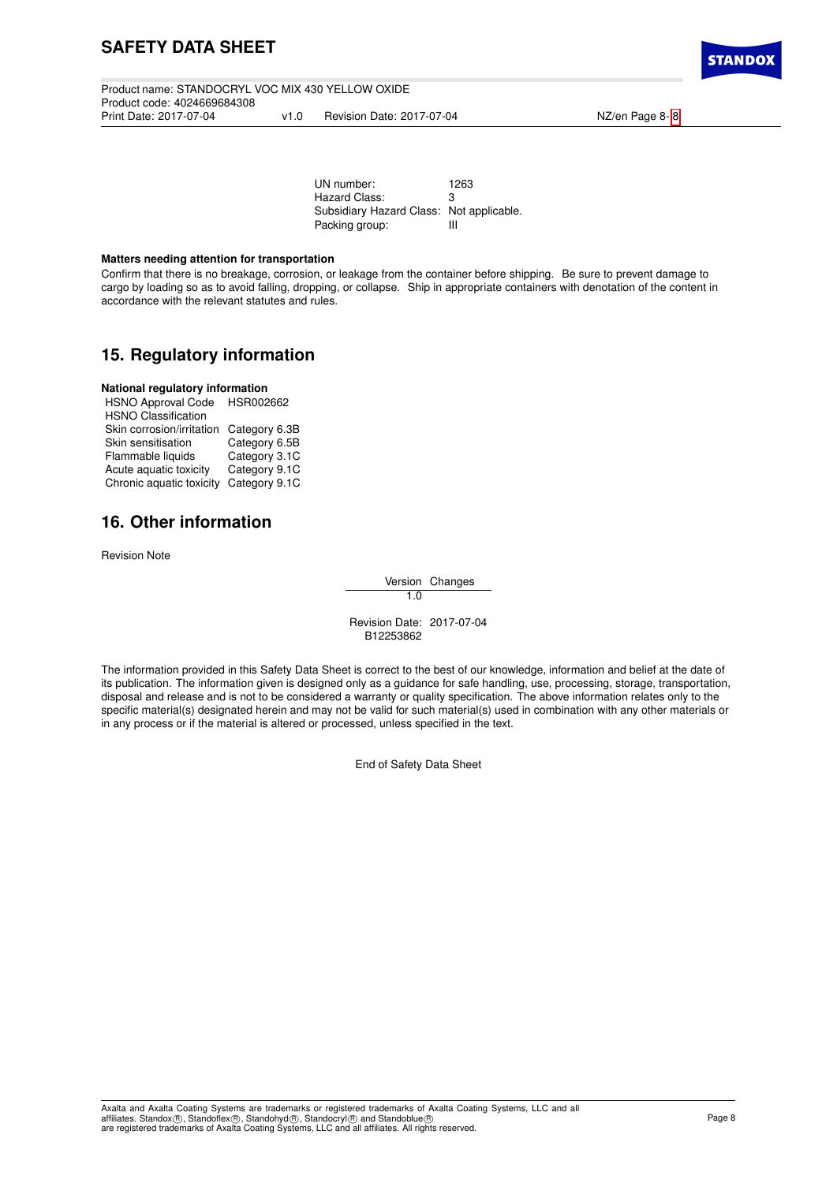| | |
|---|---|
| UN number: | 1263 |
| Hazard Class: | 3 |
| Subsidiary Hazard Class: | Not applicable. |
| Packing group: | III |

**Matters needing attention for transportation**

Confirm that there is no breakage, corrosion, or leakage from the container before shipping. Be sure to prevent damage to cargo by loading so as to avoid falling, dropping, or collapse. Ship in appropriate containers with denotation of the content in accordance with the relevant statutes and rules.

## 15. Regulatory information

**National regulatory information**

| | |
|---|---|
| HSNO Approval Code | HSR002662 |
| HSNO Classification | |
| Skin corrosion/irritation | Category 6.3B |
| Skin sensitisation | Category 6.5B |
| Flammable liquids | Category 3.1C |
| Acute aquatic toxicity | Category 9.1C |
| Chronic aquatic toxicity | Category 9.1C |

## 16. Other information

Revision Note

| Version | Changes |
|---|---|
| 1.0 | |

Revision Date: 2017-07-04
B12253862

The information provided in this Safety Data Sheet is correct to the best of our knowledge, information and belief at the date of its publication. The information given is designed only as a guidance for safe handling, use, processing, storage, transportation, disposal and release and is not to be considered a warranty or quality specification. The above information relates only to the specific material(s) designated herein and may not be valid for such material(s) used in combination with any other materials or in any process or if the material is altered or processed, unless specified in the text.

End of Safety Data Sheet

Axalta and Axalta Coating Systems are trademarks or registered trademarks of Axalta Coating Systems, LLC and all affiliates. Standox®, Standoflex®, Standohyd®, Standocryl® and Standoblue® are registered trademarks of Axalta Coating Systems, LLC and all affiliates. All rights reserved.